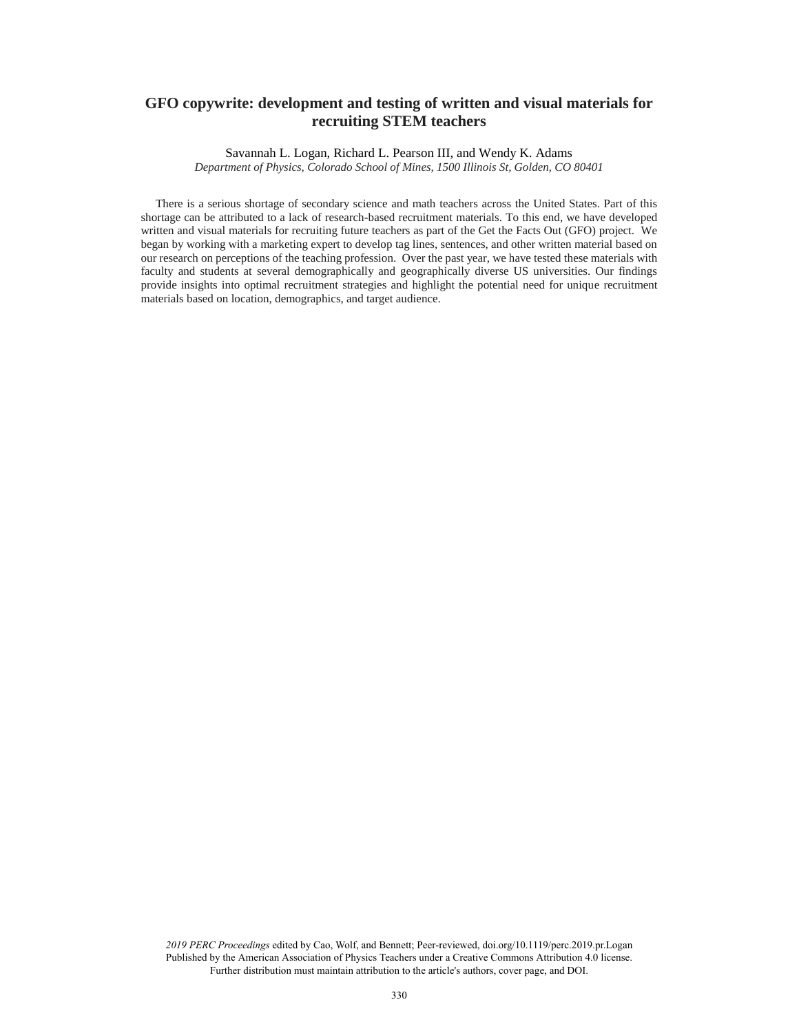# GFO copywrite: development and testing of written and visual materials for recruiting STEM teachers

Savannah L. Logan, Richard L. Pearson III, and Wendy K. Adams

*Department of Physics, Colorado School of Mines, 1500 Illinois St, Golden, CO 80401*

There is a serious shortage of secondary science and math teachers across the United States. Part of this shortage can be attributed to a lack of research-based recruitment materials. To this end, we have developed written and visual materials for recruiting future teachers as part of the Get the Facts Out (GFO) project. We began by working with a marketing expert to develop tag lines, sentences, and other written material based on our research on perceptions of the teaching profession. Over the past year, we have tested these materials with faculty and students at several demographically and geographically diverse US universities. Our findings provide insights into optimal recruitment strategies and highlight the potential need for unique recruitment materials based on location, demographics, and target audience.

*2019 PERC Proceedings* edited by Cao, Wolf, and Bennett; Peer-reviewed, doi.org/10.1119/perc.2019.pr.Logan
Published by the American Association of Physics Teachers under a Creative Commons Attribution 4.0 license.
Further distribution must maintain attribution to the article's authors, cover page, and DOI.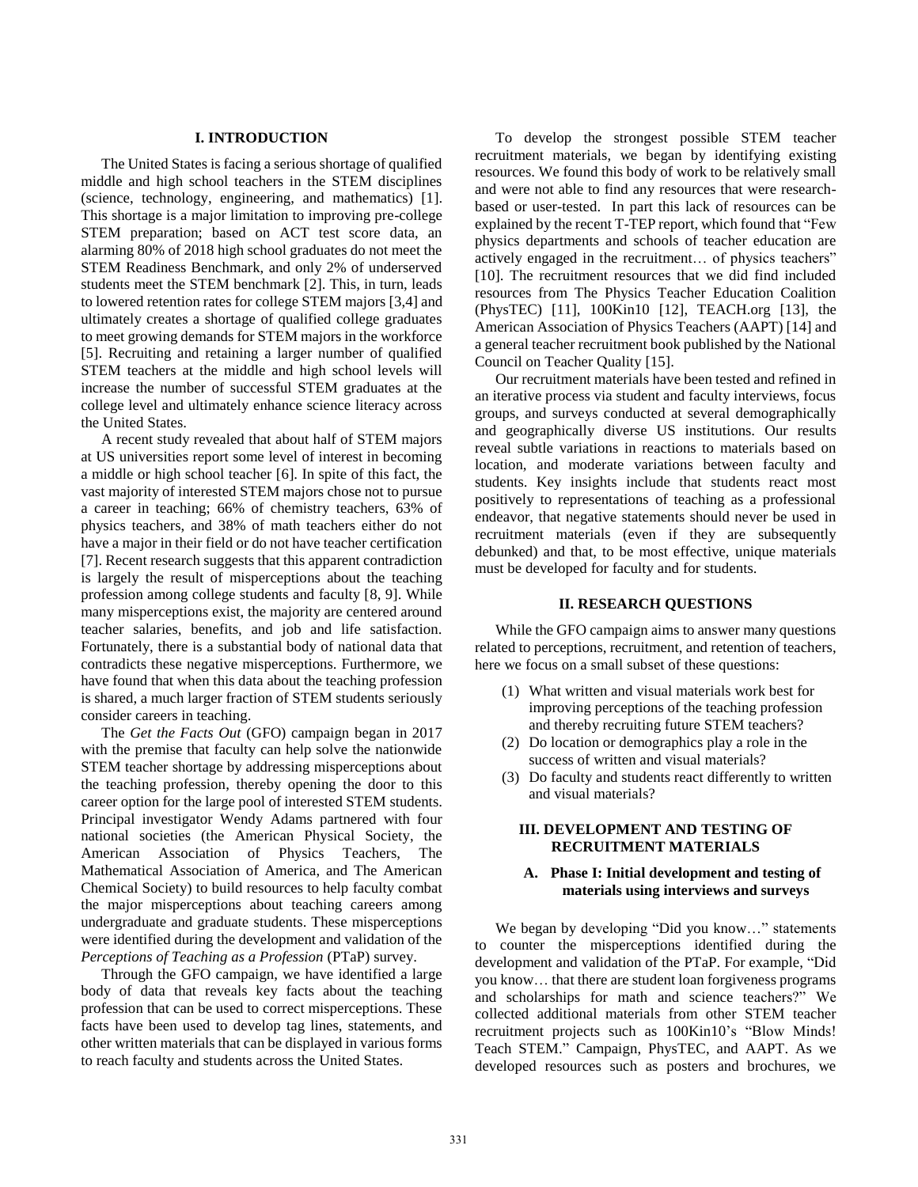## I. INTRODUCTION

The United States is facing a serious shortage of qualified middle and high school teachers in the STEM disciplines (science, technology, engineering, and mathematics) [1]. This shortage is a major limitation to improving pre-college STEM preparation; based on ACT test score data, an alarming 80% of 2018 high school graduates do not meet the STEM Readiness Benchmark, and only 2% of underserved students meet the STEM benchmark [2]. This, in turn, leads to lowered retention rates for college STEM majors [3,4] and ultimately creates a shortage of qualified college graduates to meet growing demands for STEM majors in the workforce [5]. Recruiting and retaining a larger number of qualified STEM teachers at the middle and high school levels will increase the number of successful STEM graduates at the college level and ultimately enhance science literacy across the United States.

A recent study revealed that about half of STEM majors at US universities report some level of interest in becoming a middle or high school teacher [6]. In spite of this fact, the vast majority of interested STEM majors chose not to pursue a career in teaching; 66% of chemistry teachers, 63% of physics teachers, and 38% of math teachers either do not have a major in their field or do not have teacher certification [7]. Recent research suggests that this apparent contradiction is largely the result of misperceptions about the teaching profession among college students and faculty [8, 9]. While many misperceptions exist, the majority are centered around teacher salaries, benefits, and job and life satisfaction. Fortunately, there is a substantial body of national data that contradicts these negative misperceptions. Furthermore, we have found that when this data about the teaching profession is shared, a much larger fraction of STEM students seriously consider careers in teaching.

The *Get the Facts Out* (GFO) campaign began in 2017 with the premise that faculty can help solve the nationwide STEM teacher shortage by addressing misperceptions about the teaching profession, thereby opening the door to this career option for the large pool of interested STEM students. Principal investigator Wendy Adams partnered with four national societies (the American Physical Society, the American Association of Physics Teachers, The Mathematical Association of America, and The American Chemical Society) to build resources to help faculty combat the major misperceptions about teaching careers among undergraduate and graduate students. These misperceptions were identified during the development and validation of the *Perceptions of Teaching as a Profession* (PTaP) survey.

Through the GFO campaign, we have identified a large body of data that reveals key facts about the teaching profession that can be used to correct misperceptions. These facts have been used to develop tag lines, statements, and other written materials that can be displayed in various forms to reach faculty and students across the United States.

To develop the strongest possible STEM teacher recruitment materials, we began by identifying existing resources. We found this body of work to be relatively small and were not able to find any resources that were research-based or user-tested. In part this lack of resources can be explained by the recent T-TEP report, which found that "Few physics departments and schools of teacher education are actively engaged in the recruitment… of physics teachers" [10]. The recruitment resources that we did find included resources from The Physics Teacher Education Coalition (PhysTEC) [11], 100Kin10 [12], TEACH.org [13], the American Association of Physics Teachers (AAPT) [14] and a general teacher recruitment book published by the National Council on Teacher Quality [15].

Our recruitment materials have been tested and refined in an iterative process via student and faculty interviews, focus groups, and surveys conducted at several demographically and geographically diverse US institutions. Our results reveal subtle variations in reactions to materials based on location, and moderate variations between faculty and students. Key insights include that students react most positively to representations of teaching as a professional endeavor, that negative statements should never be used in recruitment materials (even if they are subsequently debunked) and that, to be most effective, unique materials must be developed for faculty and for students.

## II. RESEARCH QUESTIONS

While the GFO campaign aims to answer many questions related to perceptions, recruitment, and retention of teachers, here we focus on a small subset of these questions:

(1) What written and visual materials work best for improving perceptions of the teaching profession and thereby recruiting future STEM teachers?

(2) Do location or demographics play a role in the success of written and visual materials?

(3) Do faculty and students react differently to written and visual materials?

## III. DEVELOPMENT AND TESTING OF RECRUITMENT MATERIALS

### A. Phase I: Initial development and testing of materials using interviews and surveys

We began by developing "Did you know…" statements to counter the misperceptions identified during the development and validation of the PTaP. For example, "Did you know… that there are student loan forgiveness programs and scholarships for math and science teachers?" We collected additional materials from other STEM teacher recruitment projects such as 100Kin10's "Blow Minds! Teach STEM." Campaign, PhysTEC, and AAPT. As we developed resources such as posters and brochures, we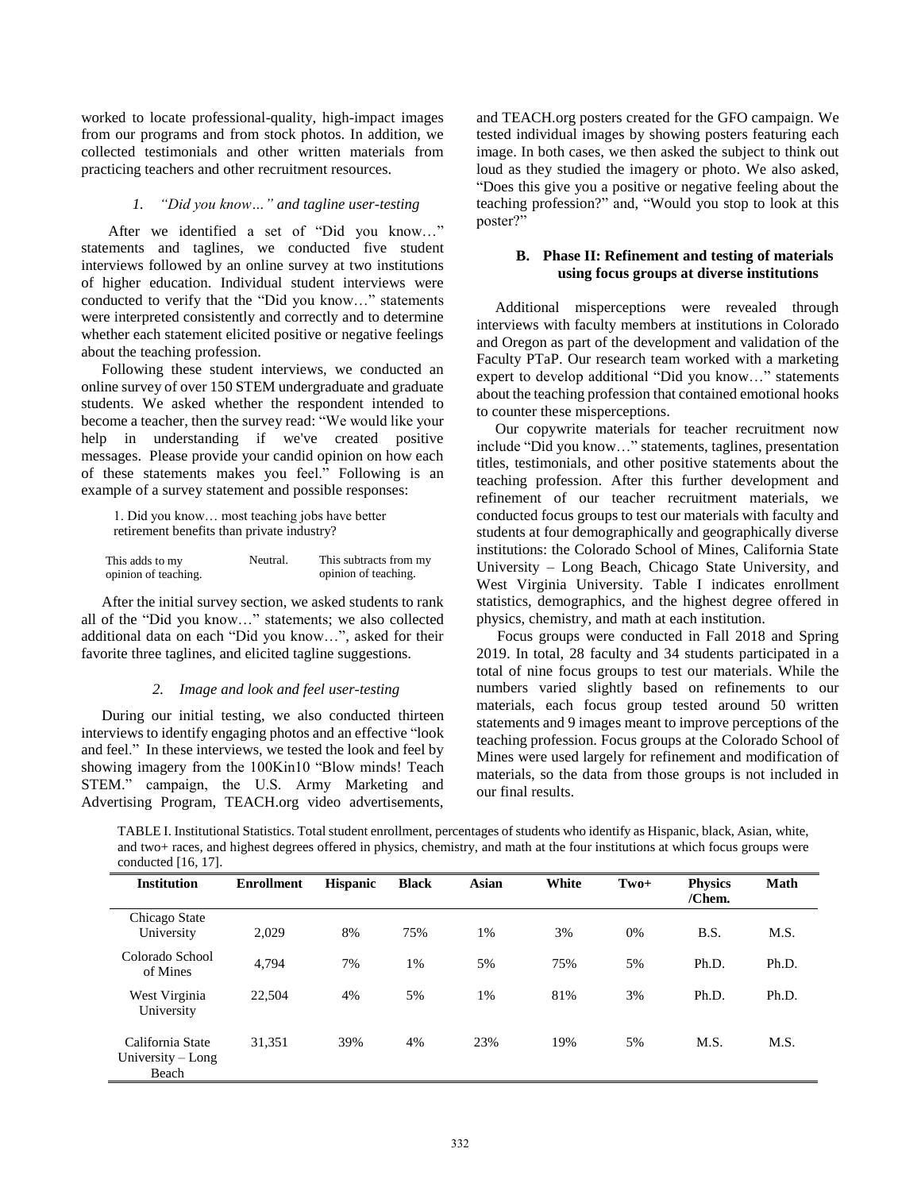worked to locate professional-quality, high-impact images from our programs and from stock photos. In addition, we collected testimonials and other written materials from practicing teachers and other recruitment resources.

#### *1. "Did you know…" and tagline user-testing*

After we identified a set of "Did you know…" statements and taglines, we conducted five student interviews followed by an online survey at two institutions of higher education. Individual student interviews were conducted to verify that the "Did you know…" statements were interpreted consistently and correctly and to determine whether each statement elicited positive or negative feelings about the teaching profession.

Following these student interviews, we conducted an online survey of over 150 STEM undergraduate and graduate students. We asked whether the respondent intended to become a teacher, then the survey read: "We would like your help in understanding if we've created positive messages. Please provide your candid opinion on how each of these statements makes you feel." Following is an example of a survey statement and possible responses:

> 1. Did you know… most teaching jobs have better retirement benefits than private industry?
>
> This adds to my opinion of teaching. | Neutral. | This subtracts from my opinion of teaching.

After the initial survey section, we asked students to rank all of the "Did you know…" statements; we also collected additional data on each "Did you know…", asked for their favorite three taglines, and elicited tagline suggestions.

#### *2. Image and look and feel user-testing*

During our initial testing, we also conducted thirteen interviews to identify engaging photos and an effective "look and feel." In these interviews, we tested the look and feel by showing imagery from the 100Kin10 "Blow minds! Teach STEM." campaign, the U.S. Army Marketing and Advertising Program, TEACH.org video advertisements, and TEACH.org posters created for the GFO campaign. We tested individual images by showing posters featuring each image. In both cases, we then asked the subject to think out loud as they studied the imagery or photo. We also asked, "Does this give you a positive or negative feeling about the teaching profession?" and, "Would you stop to look at this poster?"

### B. Phase II: Refinement and testing of materials using focus groups at diverse institutions

Additional misperceptions were revealed through interviews with faculty members at institutions in Colorado and Oregon as part of the development and validation of the Faculty PTaP. Our research team worked with a marketing expert to develop additional "Did you know…" statements about the teaching profession that contained emotional hooks to counter these misperceptions.

Our copywrite materials for teacher recruitment now include "Did you know…" statements, taglines, presentation titles, testimonials, and other positive statements about the teaching profession. After this further development and refinement of our teacher recruitment materials, we conducted focus groups to test our materials with faculty and students at four demographically and geographically diverse institutions: the Colorado School of Mines, California State University – Long Beach, Chicago State University, and West Virginia University. Table I indicates enrollment statistics, demographics, and the highest degree offered in physics, chemistry, and math at each institution.

Focus groups were conducted in Fall 2018 and Spring 2019. In total, 28 faculty and 34 students participated in a total of nine focus groups to test our materials. While the numbers varied slightly based on refinements to our materials, each focus group tested around 50 written statements and 9 images meant to improve perceptions of the teaching profession. Focus groups at the Colorado School of Mines were used largely for refinement and modification of materials, so the data from those groups is not included in our final results.

TABLE I. Institutional Statistics. Total student enrollment, percentages of students who identify as Hispanic, black, Asian, white, and two+ races, and highest degrees offered in physics, chemistry, and math at the four institutions at which focus groups were conducted [16, 17].

| Institution | Enrollment | Hispanic | Black | Asian | White | Two+ | Physics /Chem. | Math |
|---|---|---|---|---|---|---|---|---|
| Chicago State University | 2,029 | 8% | 75% | 1% | 3% | 0% | B.S. | M.S. |
| Colorado School of Mines | 4,794 | 7% | 1% | 5% | 75% | 5% | Ph.D. | Ph.D. |
| West Virginia University | 22,504 | 4% | 5% | 1% | 81% | 3% | Ph.D. | Ph.D. |
| California State University – Long Beach | 31,351 | 39% | 4% | 23% | 19% | 5% | M.S. | M.S. |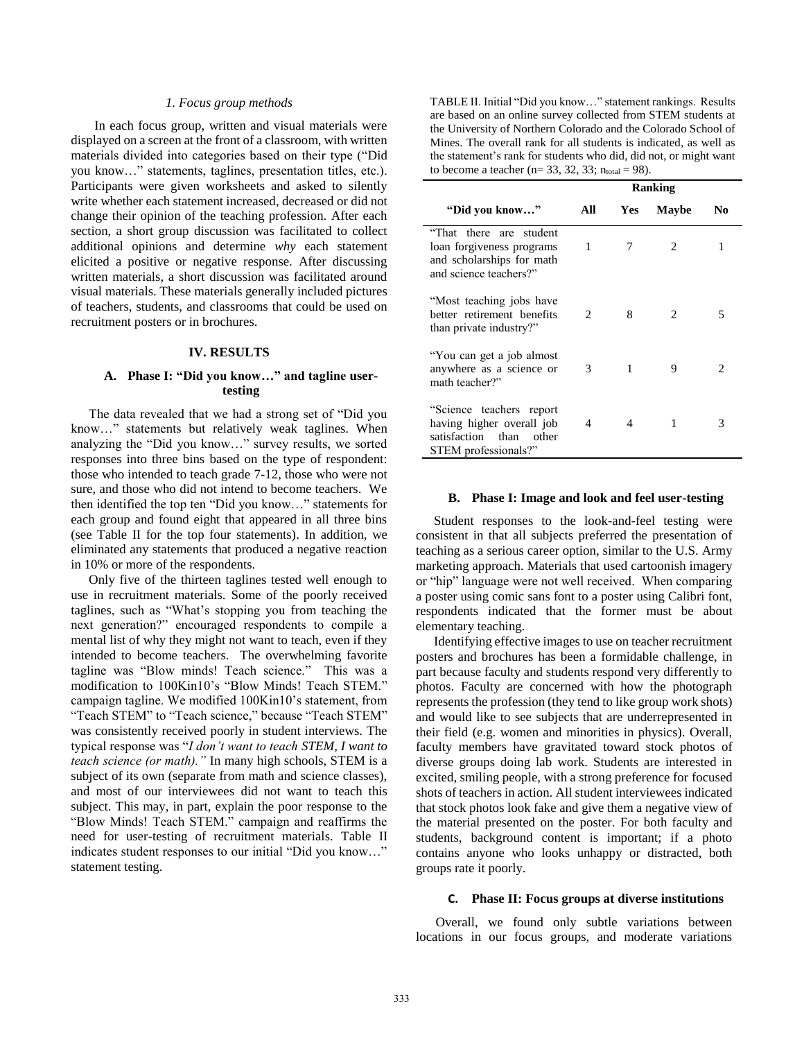#### 1. Focus group methods

In each focus group, written and visual materials were displayed on a screen at the front of a classroom, with written materials divided into categories based on their type ("Did you know…" statements, taglines, presentation titles, etc.). Participants were given worksheets and asked to silently write whether each statement increased, decreased or did not change their opinion of the teaching profession. After each section, a short group discussion was facilitated to collect additional opinions and determine *why* each statement elicited a positive or negative response. After discussing written materials, a short discussion was facilitated around visual materials. These materials generally included pictures of teachers, students, and classrooms that could be used on recruitment posters or in brochures.

## IV. RESULTS

### A. Phase I: "Did you know…" and tagline user-testing

The data revealed that we had a strong set of "Did you know…" statements but relatively weak taglines. When analyzing the "Did you know…" survey results, we sorted responses into three bins based on the type of respondent: those who intended to teach grade 7-12, those who were not sure, and those who did not intend to become teachers. We then identified the top ten "Did you know…" statements for each group and found eight that appeared in all three bins (see Table II for the top four statements). In addition, we eliminated any statements that produced a negative reaction in 10% or more of the respondents.

Only five of the thirteen taglines tested well enough to use in recruitment materials. Some of the poorly received taglines, such as "What's stopping you from teaching the next generation?" encouraged respondents to compile a mental list of why they might not want to teach, even if they intended to become teachers. The overwhelming favorite tagline was "Blow minds! Teach science." This was a modification to 100Kin10's "Blow Minds! Teach STEM." campaign tagline. We modified 100Kin10's statement, from "Teach STEM" to "Teach science," because "Teach STEM" was consistently received poorly in student interviews. The typical response was "*I don't want to teach STEM, I want to teach science (or math).*" In many high schools, STEM is a subject of its own (separate from math and science classes), and most of our interviewees did not want to teach this subject. This may, in part, explain the poor response to the "Blow Minds! Teach STEM." campaign and reaffirms the need for user-testing of recruitment materials. Table II indicates student responses to our initial "Did you know…" statement testing.

TABLE II. Initial "Did you know…" statement rankings. Results are based on an online survey collected from STEM students at the University of Northern Colorado and the Colorado School of Mines. The overall rank for all students is indicated, as well as the statement's rank for students who did, did not, or might want to become a teacher (n= 33, 32, 33; $n_{total}$ = 98).

| "Did you know…" | Ranking | | | |
|---|---|---|---|---|
| | All | Yes | Maybe | No |
| "That there are student loan forgiveness programs and scholarships for math and science teachers?" | 1 | 7 | 2 | 1 |
| "Most teaching jobs have better retirement benefits than private industry?" | 2 | 8 | 2 | 5 |
| "You can get a job almost anywhere as a science or math teacher?" | 3 | 1 | 9 | 2 |
| "Science teachers report having higher overall job satisfaction than other STEM professionals?" | 4 | 4 | 1 | 3 |

### B. Phase I: Image and look and feel user-testing

Student responses to the look-and-feel testing were consistent in that all subjects preferred the presentation of teaching as a serious career option, similar to the U.S. Army marketing approach. Materials that used cartoonish imagery or "hip" language were not well received. When comparing a poster using comic sans font to a poster using Calibri font, respondents indicated that the former must be about elementary teaching.

Identifying effective images to use on teacher recruitment posters and brochures has been a formidable challenge, in part because faculty and students respond very differently to photos. Faculty are concerned with how the photograph represents the profession (they tend to like group work shots) and would like to see subjects that are underrepresented in their field (e.g. women and minorities in physics). Overall, faculty members have gravitated toward stock photos of diverse groups doing lab work. Students are interested in excited, smiling people, with a strong preference for focused shots of teachers in action. All student interviewees indicated that stock photos look fake and give them a negative view of the material presented on the poster. For both faculty and students, background content is important; if a photo contains anyone who looks unhappy or distracted, both groups rate it poorly.

### C. Phase II: Focus groups at diverse institutions

Overall, we found only subtle variations between locations in our focus groups, and moderate variations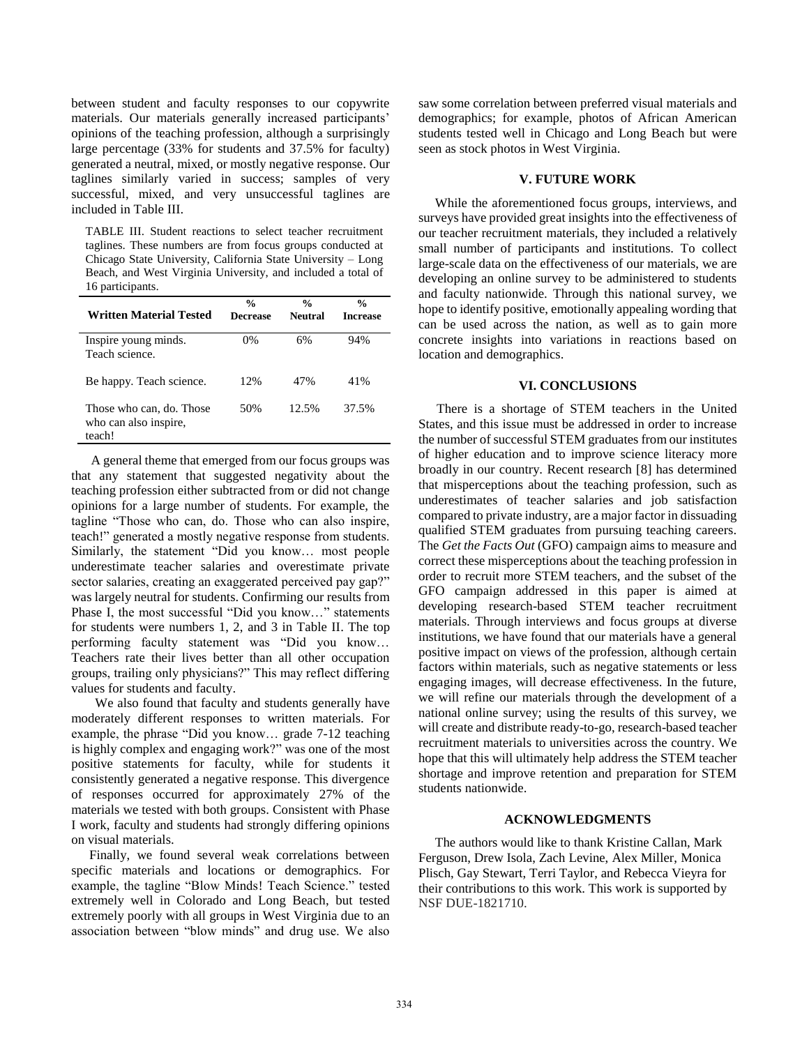between student and faculty responses to our copywrite materials. Our materials generally increased participants' opinions of the teaching profession, although a surprisingly large percentage (33% for students and 37.5% for faculty) generated a neutral, mixed, or mostly negative response. Our taglines similarly varied in success; samples of very successful, mixed, and very unsuccessful taglines are included in Table III.

TABLE III. Student reactions to select teacher recruitment taglines. These numbers are from focus groups conducted at Chicago State University, California State University – Long Beach, and West Virginia University, and included a total of 16 participants.

| Written Material Tested | % Decrease | % Neutral | % Increase |
|---|---|---|---|
| Inspire young minds. Teach science. | 0% | 6% | 94% |
| Be happy. Teach science. | 12% | 47% | 41% |
| Those who can, do. Those who can also inspire, teach! | 50% | 12.5% | 37.5% |

A general theme that emerged from our focus groups was that any statement that suggested negativity about the teaching profession either subtracted from or did not change opinions for a large number of students. For example, the tagline "Those who can, do. Those who can also inspire, teach!" generated a mostly negative response from students. Similarly, the statement "Did you know… most people underestimate teacher salaries and overestimate private sector salaries, creating an exaggerated perceived pay gap?" was largely neutral for students. Confirming our results from Phase I, the most successful "Did you know…" statements for students were numbers 1, 2, and 3 in Table II. The top performing faculty statement was "Did you know… Teachers rate their lives better than all other occupation groups, trailing only physicians?" This may reflect differing values for students and faculty.

We also found that faculty and students generally have moderately different responses to written materials. For example, the phrase "Did you know… grade 7-12 teaching is highly complex and engaging work?" was one of the most positive statements for faculty, while for students it consistently generated a negative response. This divergence of responses occurred for approximately 27% of the materials we tested with both groups. Consistent with Phase I work, faculty and students had strongly differing opinions on visual materials.

Finally, we found several weak correlations between specific materials and locations or demographics. For example, the tagline "Blow Minds! Teach Science." tested extremely well in Colorado and Long Beach, but tested extremely poorly with all groups in West Virginia due to an association between "blow minds" and drug use. We also saw some correlation between preferred visual materials and demographics; for example, photos of African American students tested well in Chicago and Long Beach but were seen as stock photos in West Virginia.

## V. FUTURE WORK

While the aforementioned focus groups, interviews, and surveys have provided great insights into the effectiveness of our teacher recruitment materials, they included a relatively small number of participants and institutions. To collect large-scale data on the effectiveness of our materials, we are developing an online survey to be administered to students and faculty nationwide. Through this national survey, we hope to identify positive, emotionally appealing wording that can be used across the nation, as well as to gain more concrete insights into variations in reactions based on location and demographics.

## VI. CONCLUSIONS

There is a shortage of STEM teachers in the United States, and this issue must be addressed in order to increase the number of successful STEM graduates from our institutes of higher education and to improve science literacy more broadly in our country. Recent research [8] has determined that misperceptions about the teaching profession, such as underestimates of teacher salaries and job satisfaction compared to private industry, are a major factor in dissuading qualified STEM graduates from pursuing teaching careers. The *Get the Facts Out* (GFO) campaign aims to measure and correct these misperceptions about the teaching profession in order to recruit more STEM teachers, and the subset of the GFO campaign addressed in this paper is aimed at developing research-based STEM teacher recruitment materials. Through interviews and focus groups at diverse institutions, we have found that our materials have a general positive impact on views of the profession, although certain factors within materials, such as negative statements or less engaging images, will decrease effectiveness. In the future, we will refine our materials through the development of a national online survey; using the results of this survey, we will create and distribute ready-to-go, research-based teacher recruitment materials to universities across the country. We hope that this will ultimately help address the STEM teacher shortage and improve retention and preparation for STEM students nationwide.

## ACKNOWLEDGMENTS

The authors would like to thank Kristine Callan, Mark Ferguson, Drew Isola, Zach Levine, Alex Miller, Monica Plisch, Gay Stewart, Terri Taylor, and Rebecca Vieyra for their contributions to this work. This work is supported by NSF DUE-1821710.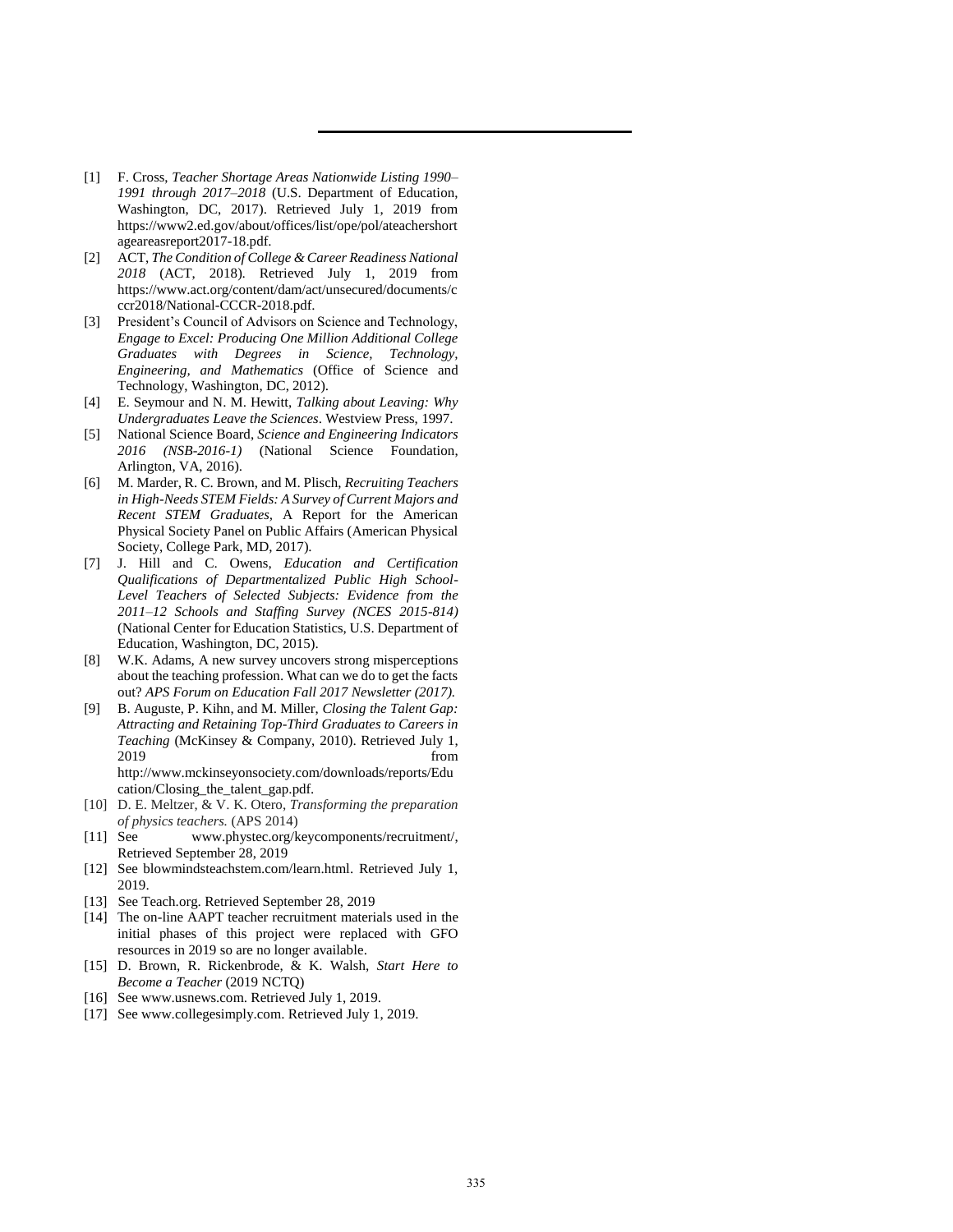[1] F. Cross, *Teacher Shortage Areas Nationwide Listing 1990–1991 through 2017–2018* (U.S. Department of Education, Washington, DC, 2017). Retrieved July 1, 2019 from https://www2.ed.gov/about/offices/list/ope/pol/ateachershortageareasreport2017-18.pdf.

[2] ACT, *The Condition of College & Career Readiness National 2018* (ACT, 2018). Retrieved July 1, 2019 from https://www.act.org/content/dam/act/unsecured/documents/cccr2018/National-CCCR-2018.pdf.

[3] President's Council of Advisors on Science and Technology, *Engage to Excel: Producing One Million Additional College Graduates with Degrees in Science, Technology, Engineering, and Mathematics* (Office of Science and Technology, Washington, DC, 2012).

[4] E. Seymour and N. M. Hewitt, *Talking about Leaving: Why Undergraduates Leave the Sciences*. Westview Press, 1997.

[5] National Science Board, *Science and Engineering Indicators 2016 (NSB-2016-1)* (National Science Foundation, Arlington, VA, 2016).

[6] M. Marder, R. C. Brown, and M. Plisch, *Recruiting Teachers in High-Needs STEM Fields: A Survey of Current Majors and Recent STEM Graduates,* A Report for the American Physical Society Panel on Public Affairs (American Physical Society, College Park, MD, 2017).

[7] J. Hill and C. Owens, *Education and Certification Qualifications of Departmentalized Public High School-Level Teachers of Selected Subjects: Evidence from the 2011–12 Schools and Staffing Survey (NCES 2015-814)* (National Center for Education Statistics, U.S. Department of Education, Washington, DC, 2015).

[8] W.K. Adams, A new survey uncovers strong misperceptions about the teaching profession. What can we do to get the facts out? *APS Forum on Education Fall 2017 Newsletter (2017).*

[9] B. Auguste, P. Kihn, and M. Miller, *Closing the Talent Gap: Attracting and Retaining Top-Third Graduates to Careers in Teaching* (McKinsey & Company, 2010). Retrieved July 1, 2019 from http://www.mckinseyonsociety.com/downloads/reports/Education/Closing_the_talent_gap.pdf.

[10] D. E. Meltzer, & V. K. Otero, *Transforming the preparation of physics teachers.* (APS 2014)

[11] See www.phystec.org/keycomponents/recruitment/, Retrieved September 28, 2019

[12] See blowmindsteachstem.com/learn.html. Retrieved July 1, 2019.

[13] See Teach.org. Retrieved September 28, 2019

[14] The on-line AAPT teacher recruitment materials used in the initial phases of this project were replaced with GFO resources in 2019 so are no longer available.

[15] D. Brown, R. Rickenbrode, & K. Walsh, *Start Here to Become a Teacher* (2019 NCTQ)

[16] See www.usnews.com. Retrieved July 1, 2019.

[17] See www.collegesimply.com. Retrieved July 1, 2019.